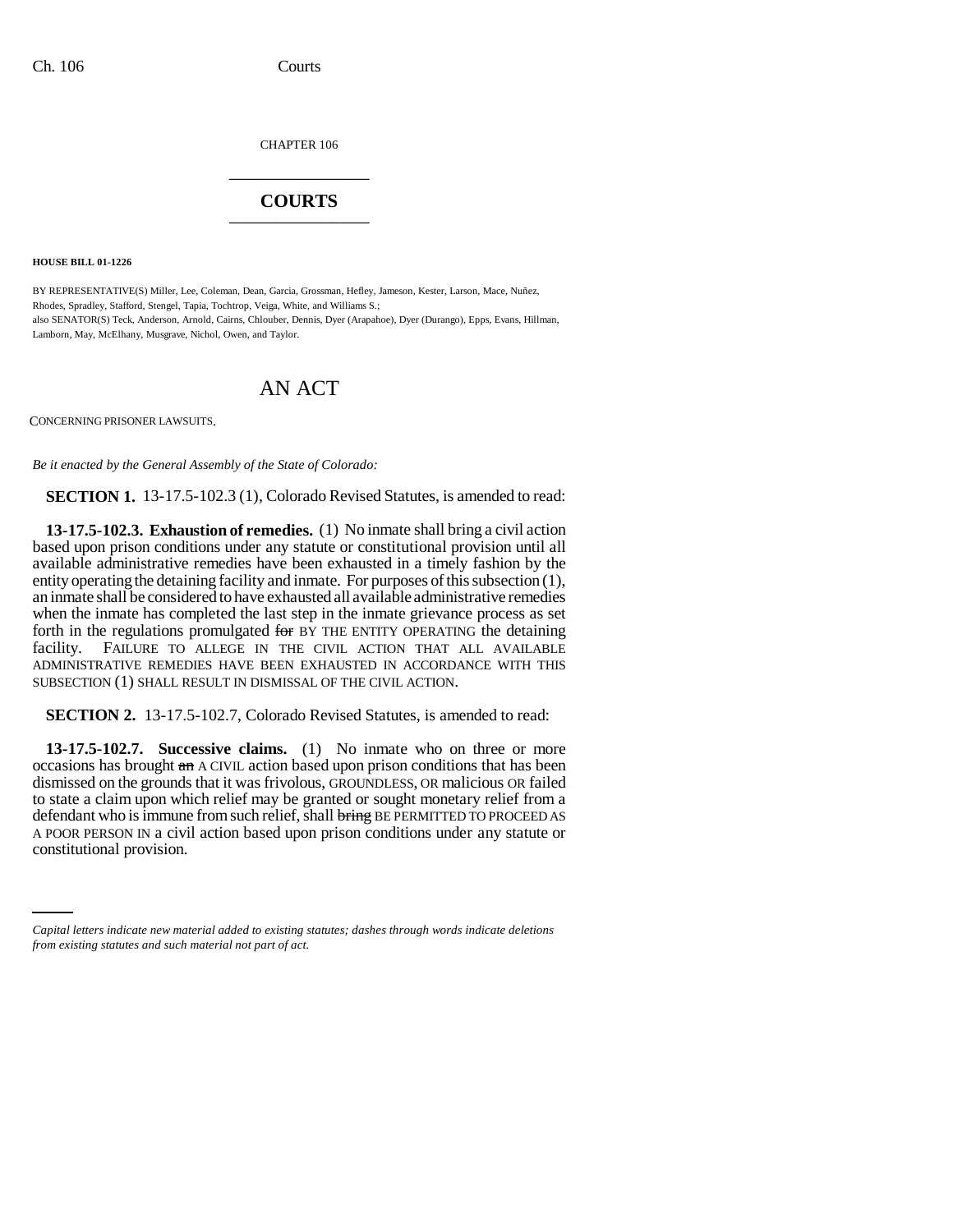CHAPTER 106

# COURTS

**HOUSE BILL 01-1226**

BY REPRESENTATIVE(S) Miller, Lee, Coleman, Dean, Garcia, Grossman, Hefley, Jameson, Kester, Larson, Mace, Nuñez, Rhodes, Spradley, Stafford, Stengel, Tapia, Tochtrop, Veiga, White, and Williams S.;
also SENATOR(S) Teck, Anderson, Arnold, Cairns, Chlouber, Dennis, Dyer (Arapahoe), Dyer (Durango), Epps, Evans, Hillman, Lamborn, May, McElhany, Musgrave, Nichol, Owen, and Taylor.

# AN ACT

CONCERNING PRISONER LAWSUITS.

*Be it enacted by the General Assembly of the State of Colorado:*

**SECTION 1.** 13-17.5-102.3 (1), Colorado Revised Statutes, is amended to read:

**13-17.5-102.3. Exhaustion of remedies.** (1) No inmate shall bring a civil action based upon prison conditions under any statute or constitutional provision until all available administrative remedies have been exhausted in a timely fashion by the entity operating the detaining facility and inmate. For purposes of this subsection (1), an inmate shall be considered to have exhausted all available administrative remedies when the inmate has completed the last step in the inmate grievance process as set forth in the regulations promulgated ~~for~~ BY THE ENTITY OPERATING the detaining facility. FAILURE TO ALLEGE IN THE CIVIL ACTION THAT ALL AVAILABLE ADMINISTRATIVE REMEDIES HAVE BEEN EXHAUSTED IN ACCORDANCE WITH THIS SUBSECTION (1) SHALL RESULT IN DISMISSAL OF THE CIVIL ACTION.

**SECTION 2.** 13-17.5-102.7, Colorado Revised Statutes, is amended to read:

**13-17.5-102.7. Successive claims.** (1) No inmate who on three or more occasions has brought ~~an~~ A CIVIL action based upon prison conditions that has been dismissed on the grounds that it was frivolous, GROUNDLESS, OR malicious OR failed to state a claim upon which relief may be granted or sought monetary relief from a defendant who is immune from such relief, shall ~~bring~~ BE PERMITTED TO PROCEED AS A POOR PERSON IN a civil action based upon prison conditions under any statute or constitutional provision.

*Capital letters indicate new material added to existing statutes; dashes through words indicate deletions from existing statutes and such material not part of act.*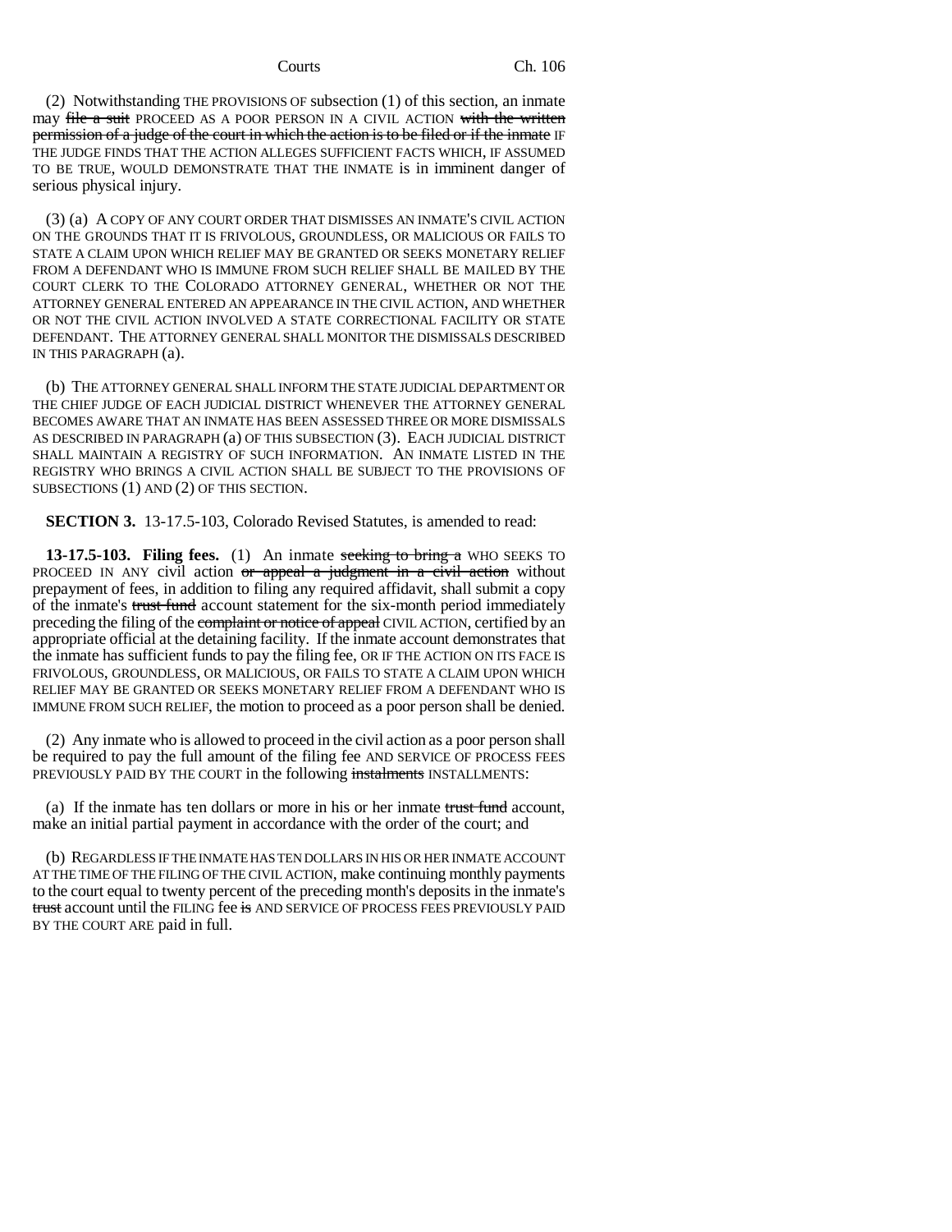(2) Notwithstanding THE PROVISIONS OF subsection (1) of this section, an inmate may ~~file a suit~~ PROCEED AS A POOR PERSON IN A CIVIL ACTION ~~with the written permission of a judge of the court in which the action is to be filed or if the inmate~~ IF THE JUDGE FINDS THAT THE ACTION ALLEGES SUFFICIENT FACTS WHICH, IF ASSUMED TO BE TRUE, WOULD DEMONSTRATE THAT THE INMATE is in imminent danger of serious physical injury.

(3) (a) A COPY OF ANY COURT ORDER THAT DISMISSES AN INMATE'S CIVIL ACTION ON THE GROUNDS THAT IT IS FRIVOLOUS, GROUNDLESS, OR MALICIOUS OR FAILS TO STATE A CLAIM UPON WHICH RELIEF MAY BE GRANTED OR SEEKS MONETARY RELIEF FROM A DEFENDANT WHO IS IMMUNE FROM SUCH RELIEF SHALL BE MAILED BY THE COURT CLERK TO THE COLORADO ATTORNEY GENERAL, WHETHER OR NOT THE ATTORNEY GENERAL ENTERED AN APPEARANCE IN THE CIVIL ACTION, AND WHETHER OR NOT THE CIVIL ACTION INVOLVED A STATE CORRECTIONAL FACILITY OR STATE DEFENDANT. THE ATTORNEY GENERAL SHALL MONITOR THE DISMISSALS DESCRIBED IN THIS PARAGRAPH (a).

(b) THE ATTORNEY GENERAL SHALL INFORM THE STATE JUDICIAL DEPARTMENT OR THE CHIEF JUDGE OF EACH JUDICIAL DISTRICT WHENEVER THE ATTORNEY GENERAL BECOMES AWARE THAT AN INMATE HAS BEEN ASSESSED THREE OR MORE DISMISSALS AS DESCRIBED IN PARAGRAPH (a) OF THIS SUBSECTION (3). EACH JUDICIAL DISTRICT SHALL MAINTAIN A REGISTRY OF SUCH INFORMATION. AN INMATE LISTED IN THE REGISTRY WHO BRINGS A CIVIL ACTION SHALL BE SUBJECT TO THE PROVISIONS OF SUBSECTIONS (1) AND (2) OF THIS SECTION.

**SECTION 3.** 13-17.5-103, Colorado Revised Statutes, is amended to read:

**13-17.5-103. Filing fees.** (1) An inmate ~~seeking to bring a~~ WHO SEEKS TO PROCEED IN ANY civil action ~~or appeal a judgment in a civil action~~ without prepayment of fees, in addition to filing any required affidavit, shall submit a copy of the inmate's ~~trust fund~~ account statement for the six-month period immediately preceding the filing of the ~~complaint or notice of appeal~~ CIVIL ACTION, certified by an appropriate official at the detaining facility. If the inmate account demonstrates that the inmate has sufficient funds to pay the filing fee, OR IF THE ACTION ON ITS FACE IS FRIVOLOUS, GROUNDLESS, OR MALICIOUS, OR FAILS TO STATE A CLAIM UPON WHICH RELIEF MAY BE GRANTED OR SEEKS MONETARY RELIEF FROM A DEFENDANT WHO IS IMMUNE FROM SUCH RELIEF, the motion to proceed as a poor person shall be denied.

(2) Any inmate who is allowed to proceed in the civil action as a poor person shall be required to pay the full amount of the filing fee AND SERVICE OF PROCESS FEES PREVIOUSLY PAID BY THE COURT in the following ~~instalments~~ INSTALLMENTS:

(a) If the inmate has ten dollars or more in his or her inmate ~~trust fund~~ account, make an initial partial payment in accordance with the order of the court; and

(b) REGARDLESS IF THE INMATE HAS TEN DOLLARS IN HIS OR HER INMATE ACCOUNT AT THE TIME OF THE FILING OF THE CIVIL ACTION, make continuing monthly payments to the court equal to twenty percent of the preceding month's deposits in the inmate's ~~trust~~ account until the FILING fee ~~is~~ AND SERVICE OF PROCESS FEES PREVIOUSLY PAID BY THE COURT ARE paid in full.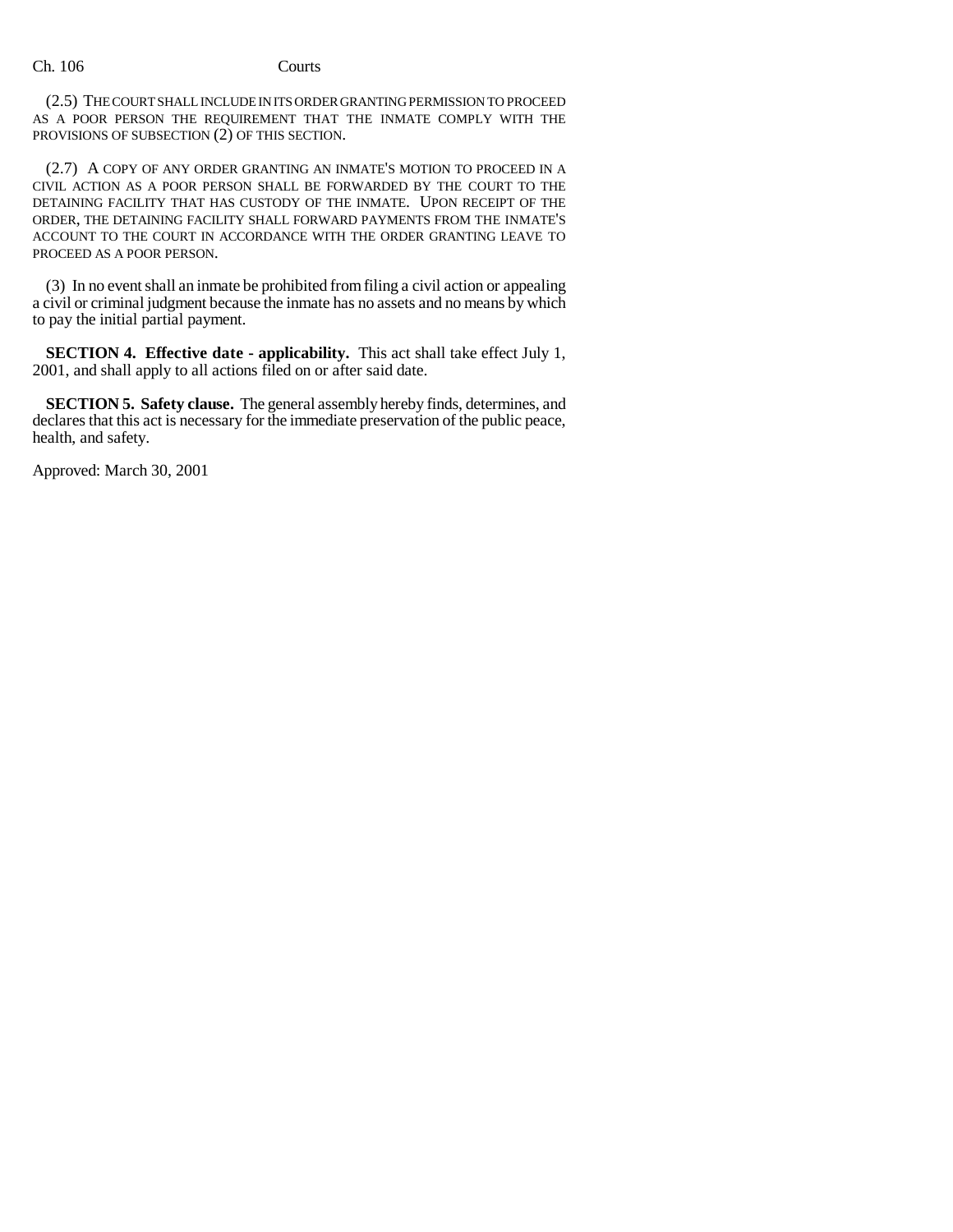(2.5) THE COURT SHALL INCLUDE IN ITS ORDER GRANTING PERMISSION TO PROCEED AS A POOR PERSON THE REQUIREMENT THAT THE INMATE COMPLY WITH THE PROVISIONS OF SUBSECTION (2) OF THIS SECTION.

(2.7) A COPY OF ANY ORDER GRANTING AN INMATE'S MOTION TO PROCEED IN A CIVIL ACTION AS A POOR PERSON SHALL BE FORWARDED BY THE COURT TO THE DETAINING FACILITY THAT HAS CUSTODY OF THE INMATE. UPON RECEIPT OF THE ORDER, THE DETAINING FACILITY SHALL FORWARD PAYMENTS FROM THE INMATE'S ACCOUNT TO THE COURT IN ACCORDANCE WITH THE ORDER GRANTING LEAVE TO PROCEED AS A POOR PERSON.

(3) In no event shall an inmate be prohibited from filing a civil action or appealing a civil or criminal judgment because the inmate has no assets and no means by which to pay the initial partial payment.

**SECTION 4. Effective date - applicability.** This act shall take effect July 1, 2001, and shall apply to all actions filed on or after said date.

**SECTION 5. Safety clause.** The general assembly hereby finds, determines, and declares that this act is necessary for the immediate preservation of the public peace, health, and safety.

Approved: March 30, 2001